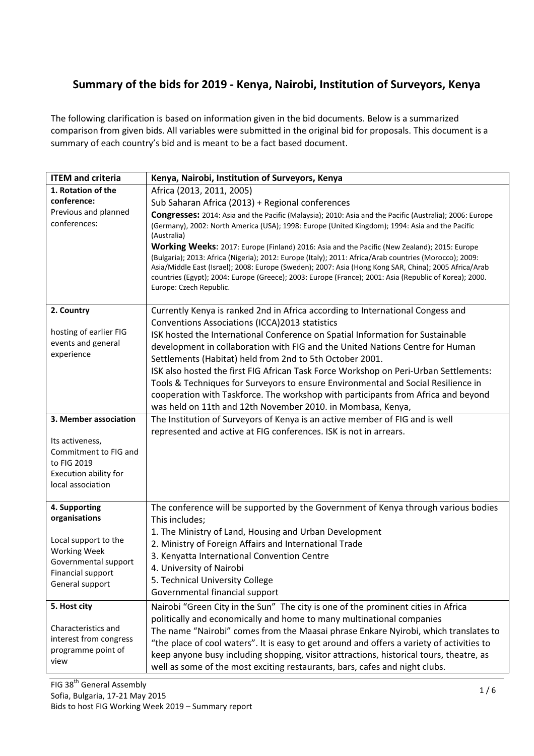## Summary of the bids for 2019 - Kenya, Nairobi, Institution of Surveyors, Kenya

The following clarification is based on information given in the bid documents. Below is a summarized comparison from given bids. All variables were submitted in the original bid for proposals. This document is a summary of each country's bid and is meant to be a fact based document.

| ITEM and criteria | Kenya, Nairobi, Institution of Surveyors, Kenya |
|---|---|
| **1. Rotation of the conference:** Previous and planned conferences: | Africa (2013, 2011, 2005)<br>Sub Saharan Africa (2013) + Regional conferences<br>**Congresses:** 2014: Asia and the Pacific (Malaysia); 2010: Asia and the Pacific (Australia); 2006: Europe (Germany), 2002: North America (USA); 1998: Europe (United Kingdom); 1994: Asia and the Pacific (Australia)<br>**Working Weeks**: 2017: Europe (Finland) 2016: Asia and the Pacific (New Zealand); 2015: Europe (Bulgaria); 2013: Africa (Nigeria); 2012: Europe (Italy); 2011: Africa/Arab countries (Morocco); 2009: Asia/Middle East (Israel); 2008: Europe (Sweden); 2007: Asia (Hong Kong SAR, China); 2005 Africa/Arab countries (Egypt); 2004: Europe (Greece); 2003: Europe (France); 2001: Asia (Republic of Korea); 2000. Europe: Czech Republic. |
| **2. Country**<br><br>hosting of earlier FIG events and general experience | Currently Kenya is ranked 2nd in Africa according to International Congess and Conventions Associations (ICCA)2013 statistics<br>ISK hosted the International Conference on Spatial Information for Sustainable development in collaboration with FIG and the United Nations Centre for Human Settlements (Habitat) held from 2nd to 5th October 2001.<br>ISK also hosted the first FIG African Task Force Workshop on Peri-Urban Settlements: Tools & Techniques for Surveyors to ensure Environmental and Social Resilience in cooperation with Taskforce. The workshop with participants from Africa and beyond was held on 11th and 12th November 2010. in Mombasa, Kenya, |
| **3. Member association**<br><br>Its activeness,<br>Commitment to FIG and to FIG 2019<br>Execution ability for local association | The Institution of Surveyors of Kenya is an active member of FIG and is well represented and active at FIG conferences. ISK is not in arrears. |
| **4. Supporting organisations**<br><br>Local support to the Working Week<br>Governmental support<br>Financial support<br>General support | The conference will be supported by the Government of Kenya through various bodies This includes;<br>1. The Ministry of Land, Housing and Urban Development<br>2. Ministry of Foreign Affairs and International Trade<br>3. Kenyatta International Convention Centre<br>4. University of Nairobi<br>5. Technical University College<br>Governmental financial support |
| **5. Host city**<br><br>Characteristics and interest from congress programme point of view | Nairobi "Green City in the Sun" The city is one of the prominent cities in Africa politically and economically and home to many multinational companies<br>The name "Nairobi" comes from the Maasai phrase Enkare Nyirobi, which translates to "the place of cool waters". It is easy to get around and offers a variety of activities to keep anyone busy including shopping, visitor attractions, historical tours, theatre, as well as some of the most exciting restaurants, bars, cafes and night clubs. |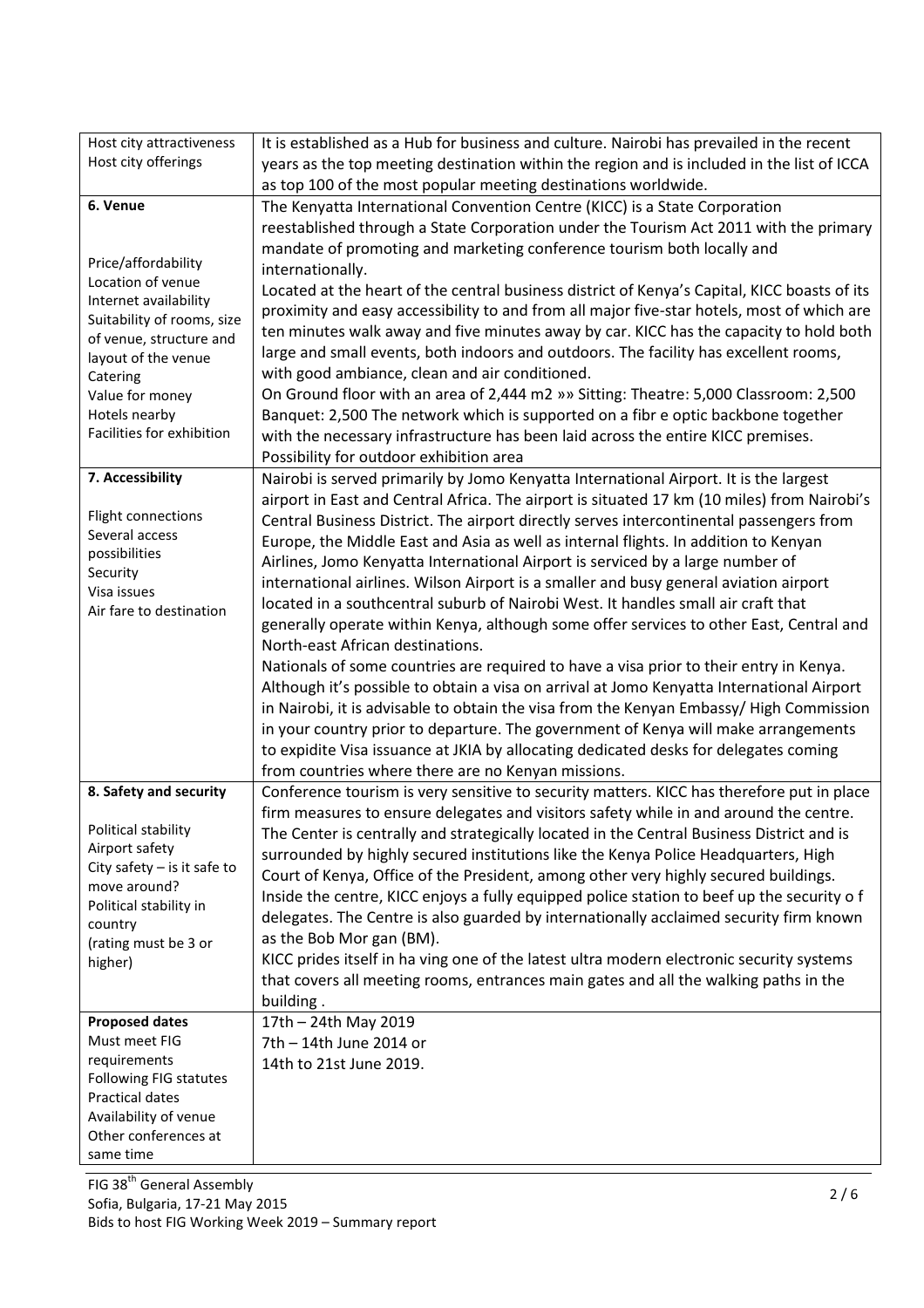| Host city attractiveness<br>Host city offerings | It is established as a Hub for business and culture. Nairobi has prevailed in the recent years as the top meeting destination within the region and is included in the list of ICCA as top 100 of the most popular meeting destinations worldwide. |
|---|---|
| **6. Venue**<br><br>Price/affordability<br>Location of venue<br>Internet availability<br>Suitability of rooms, size of venue, structure and layout of the venue<br>Catering<br>Value for money<br>Hotels nearby<br>Facilities for exhibition | The Kenyatta International Convention Centre (KICC) is a State Corporation reestablished through a State Corporation under the Tourism Act 2011 with the primary mandate of promoting and marketing conference tourism both locally and internationally.<br>Located at the heart of the central business district of Kenya's Capital, KICC boasts of its proximity and easy accessibility to and from all major five-star hotels, most of which are ten minutes walk away and five minutes away by car. KICC has the capacity to hold both large and small events, both indoors and outdoors. The facility has excellent rooms, with good ambiance, clean and air conditioned.<br>On Ground floor with an area of 2,444 m2 »» Sitting: Theatre: 5,000 Classroom: 2,500 Banquet: 2,500 The network which is supported on a fibr e optic backbone together with the necessary infrastructure has been laid across the entire KICC premises.<br>Possibility for outdoor exhibition area |
| **7. Accessibility**<br><br>Flight connections<br>Several access possibilities<br>Security<br>Visa issues<br>Air fare to destination | Nairobi is served primarily by Jomo Kenyatta International Airport. It is the largest airport in East and Central Africa. The airport is situated 17 km (10 miles) from Nairobi's Central Business District. The airport directly serves intercontinental passengers from Europe, the Middle East and Asia as well as internal flights. In addition to Kenyan Airlines, Jomo Kenyatta International Airport is serviced by a large number of international airlines. Wilson Airport is a smaller and busy general aviation airport located in a southcentral suburb of Nairobi West. It handles small air craft that generally operate within Kenya, although some offer services to other East, Central and North-east African destinations.<br>Nationals of some countries are required to have a visa prior to their entry in Kenya. Although it's possible to obtain a visa on arrival at Jomo Kenyatta International Airport in Nairobi, it is advisable to obtain the visa from the Kenyan Embassy/ High Commission in your country prior to departure. The government of Kenya will make arrangements to expidite Visa issuance at JKIA by allocating dedicated desks for delegates coming from countries where there are no Kenyan missions. |
| **8. Safety and security**<br><br>Political stability<br>Airport safety<br>City safety – is it safe to move around?<br>Political stability in country<br>(rating must be 3 or higher) | Conference tourism is very sensitive to security matters. KICC has therefore put in place firm measures to ensure delegates and visitors safety while in and around the centre. The Center is centrally and strategically located in the Central Business District and is surrounded by highly secured institutions like the Kenya Police Headquarters, High Court of Kenya, Office of the President, among other very highly secured buildings. Inside the centre, KICC enjoys a fully equipped police station to beef up the security o f delegates. The Centre is also guarded by internationally acclaimed security firm known as the Bob Mor gan (BM).<br>KICC prides itself in ha ving one of the latest ultra modern electronic security systems that covers all meeting rooms, entrances main gates and all the walking paths in the building . |
| **Proposed dates**<br>Must meet FIG requirements<br>Following FIG statutes<br>Practical dates<br>Availability of venue<br>Other conferences at same time | 17th – 24th May 2019<br>7th – 14th June 2014 or<br>14th to 21st June 2019. |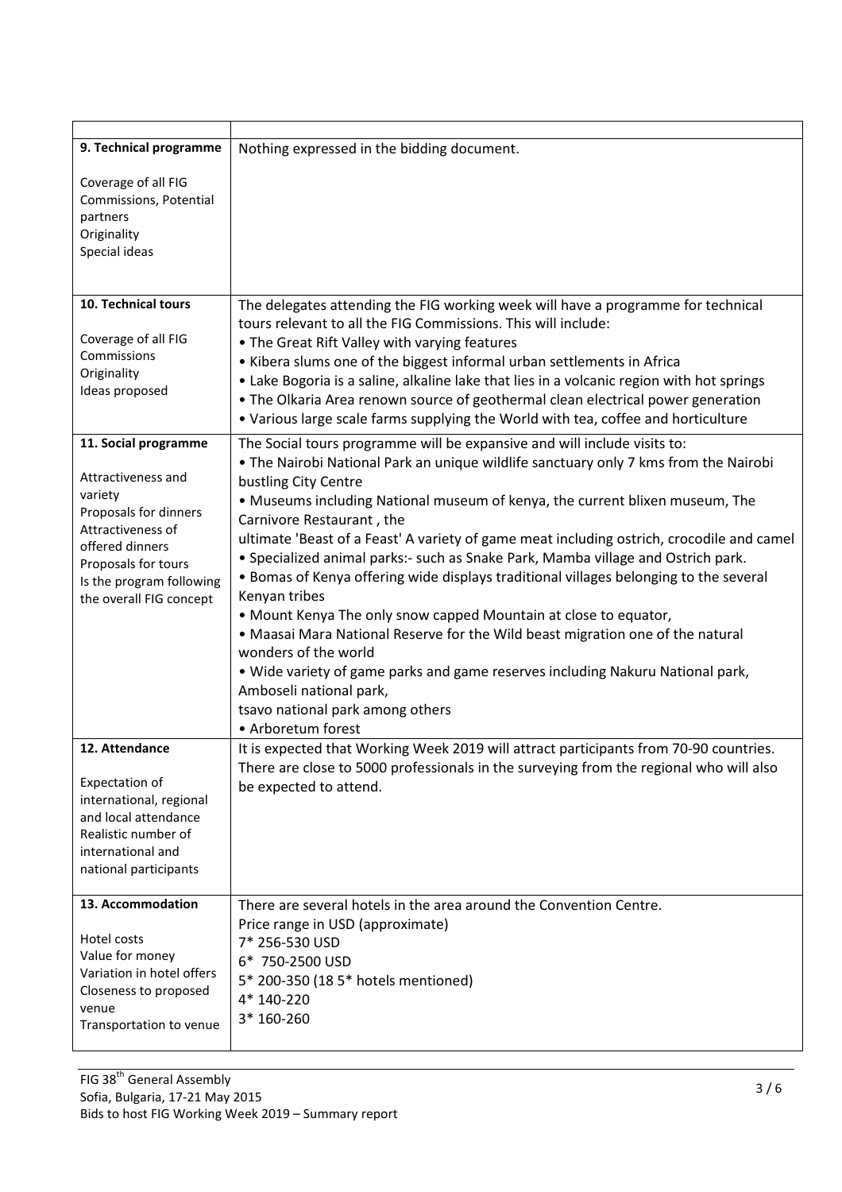| | |
|---|---|
| **9. Technical programme**<br><br>Coverage of all FIG Commissions, Potential partners<br>Originality<br>Special ideas | Nothing expressed in the bidding document. |
| **10. Technical tours**<br><br>Coverage of all FIG Commissions<br>Originality<br>Ideas proposed | The delegates attending the FIG working week will have a programme for technical tours relevant to all the FIG Commissions. This will include:<br>• The Great Rift Valley with varying features<br>• Kibera slums one of the biggest informal urban settlements in Africa<br>• Lake Bogoria is a saline, alkaline lake that lies in a volcanic region with hot springs<br>• The Olkaria Area renown source of geothermal clean electrical power generation<br>• Various large scale farms supplying the World with tea, coffee and horticulture |
| **11. Social programme**<br><br>Attractiveness and variety<br>Proposals for dinners<br>Attractiveness of offered dinners<br>Proposals for tours<br>Is the program following the overall FIG concept | The Social tours programme will be expansive and will include visits to:<br>• The Nairobi National Park an unique wildlife sanctuary only 7 kms from the Nairobi bustling City Centre<br>• Museums including National museum of kenya, the current blixen museum, The Carnivore Restaurant , the<br>ultimate 'Beast of a Feast' A variety of game meat including ostrich, crocodile and camel<br>• Specialized animal parks:- such as Snake Park, Mamba village and Ostrich park.<br>• Bomas of Kenya offering wide displays traditional villages belonging to the several Kenyan tribes<br>• Mount Kenya The only snow capped Mountain at close to equator,<br>• Maasai Mara National Reserve for the Wild beast migration one of the natural wonders of the world<br>• Wide variety of game parks and game reserves including Nakuru National park, Amboseli national park,<br>tsavo national park among others<br>• Arboretum forest |
| **12. Attendance**<br><br>Expectation of international, regional and local attendance<br>Realistic number of international and national participants | It is expected that Working Week 2019 will attract participants from 70-90 countries. There are close to 5000 professionals in the surveying from the regional who will also be expected to attend. |
| **13. Accommodation**<br><br>Hotel costs<br>Value for money<br>Variation in hotel offers<br>Closeness to proposed venue<br>Transportation to venue | There are several hotels in the area around the Convention Centre.<br>Price range in USD (approximate)<br>7* 256-530 USD<br>6* 750-2500 USD<br>5* 200-350 (18 5* hotels mentioned)<br>4* 140-220<br>3* 160-260 |

FIG 38th General Assembly
Sofia, Bulgaria, 17-21 May 2015
Bids to host FIG Working Week 2019 – Summary report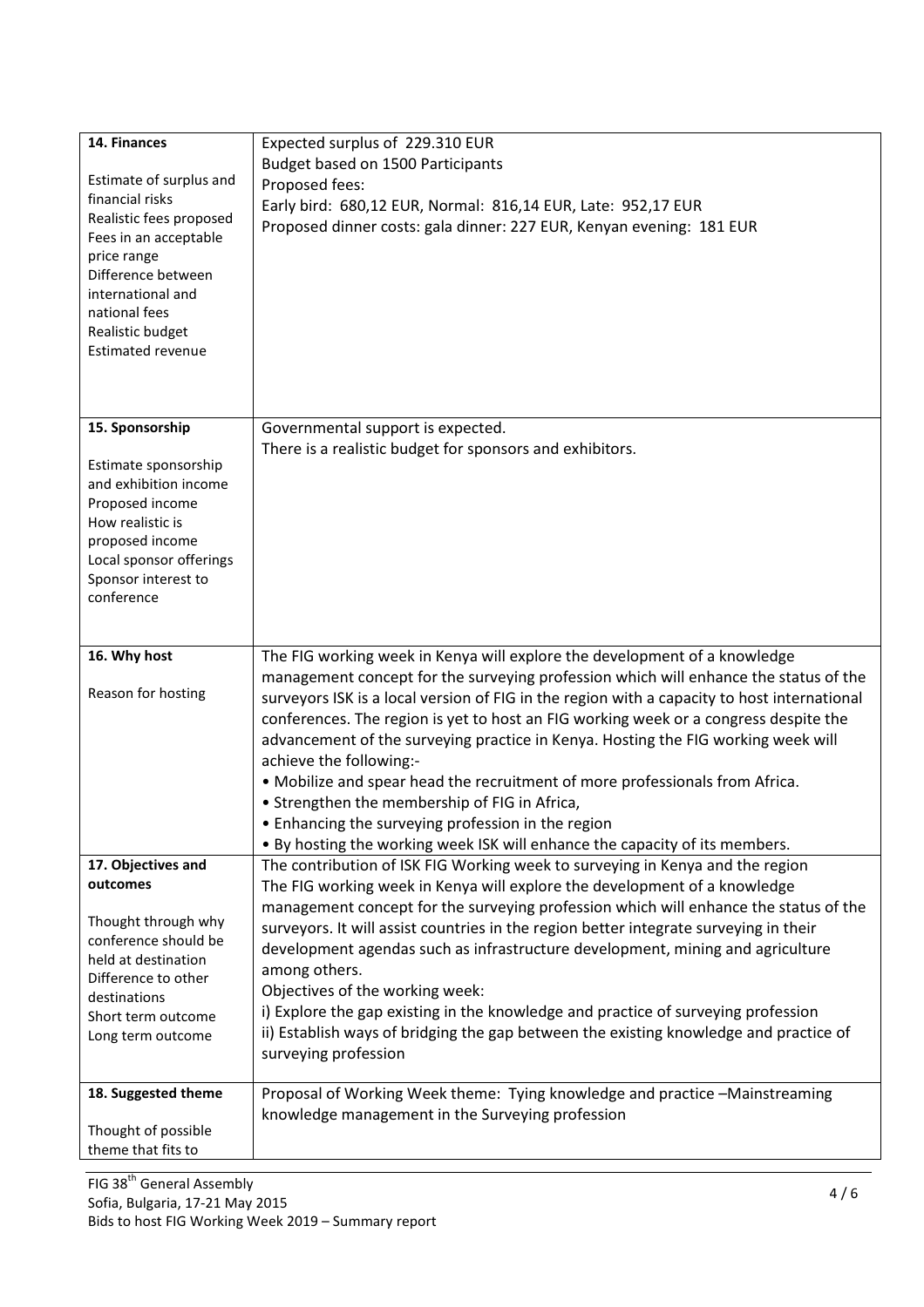| | |
|---|---|
| **14. Finances**<br><br>Estimate of surplus and financial risks<br>Realistic fees proposed<br>Fees in an acceptable price range<br>Difference between international and national fees<br>Realistic budget<br>Estimated revenue | Expected surplus of 229.310 EUR<br>Budget based on 1500 Participants<br>Proposed fees:<br>Early bird: 680,12 EUR, Normal: 816,14 EUR, Late: 952,17 EUR<br>Proposed dinner costs: gala dinner: 227 EUR, Kenyan evening: 181 EUR |
| **15. Sponsorship**<br><br>Estimate sponsorship and exhibition income<br>Proposed income<br>How realistic is proposed income<br>Local sponsor offerings<br>Sponsor interest to conference | Governmental support is expected.<br>There is a realistic budget for sponsors and exhibitors. |
| **16. Why host**<br><br>Reason for hosting | The FIG working week in Kenya will explore the development of a knowledge management concept for the surveying profession which will enhance the status of the surveyors ISK is a local version of FIG in the region with a capacity to host international conferences. The region is yet to host an FIG working week or a congress despite the advancement of the surveying practice in Kenya. Hosting the FIG working week will achieve the following:-<br>• Mobilize and spear head the recruitment of more professionals from Africa.<br>• Strengthen the membership of FIG in Africa,<br>• Enhancing the surveying profession in the region<br>• By hosting the working week ISK will enhance the capacity of its members. |
| **17. Objectives and outcomes**<br><br>Thought through why conference should be held at destination<br>Difference to other destinations<br>Short term outcome<br>Long term outcome | The contribution of ISK FIG Working week to surveying in Kenya and the region<br>The FIG working week in Kenya will explore the development of a knowledge management concept for the surveying profession which will enhance the status of the surveyors. It will assist countries in the region better integrate surveying in their development agendas such as infrastructure development, mining and agriculture among others.<br>Objectives of the working week:<br>i) Explore the gap existing in the knowledge and practice of surveying profession<br>ii) Establish ways of bridging the gap between the existing knowledge and practice of surveying profession |
| **18. Suggested theme**<br><br>Thought of possible theme that fits to | Proposal of Working Week theme: Tying knowledge and practice –Mainstreaming knowledge management in the Surveying profession |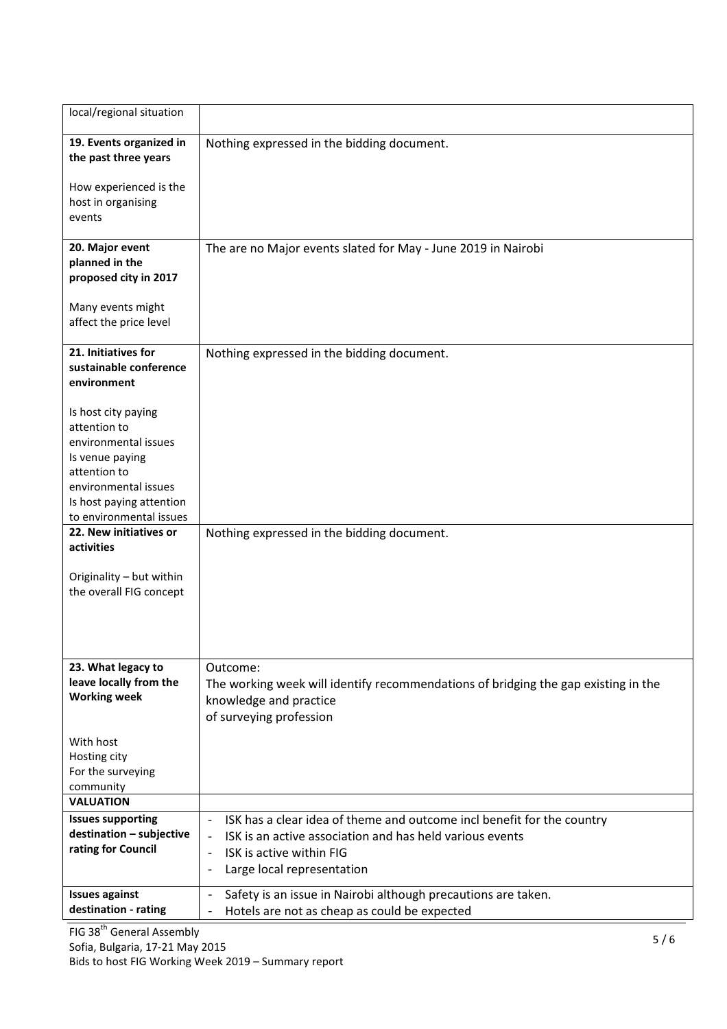| local/regional situation | |
|---|---|
| **19. Events organized in the past three years**<br><br>How experienced is the host in organising events | Nothing expressed in the bidding document. |
| **20. Major event planned in the proposed city in 2017**<br><br>Many events might affect the price level | The are no Major events slated for May - June 2019 in Nairobi |
| **21. Initiatives for sustainable conference environment**<br><br>Is host city paying attention to environmental issues<br>Is venue paying attention to environmental issues<br>Is host paying attention to environmental issues | Nothing expressed in the bidding document. |
| **22. New initiatives or activities**<br><br>Originality – but within the overall FIG concept | Nothing expressed in the bidding document. |
| **23. What legacy to leave locally from the Working week**<br><br>With host<br>Hosting city<br>For the surveying community | Outcome:<br>The working week will identify recommendations of bridging the gap existing in the knowledge and practice<br>of surveying profession |
| **VALUATION** | |
| **Issues supporting destination – subjective rating for Council** | - ISK has a clear idea of theme and outcome incl benefit for the country<br>- ISK is an active association and has held various events<br>- ISK is active within FIG<br>- Large local representation |
| **Issues against destination - rating** | - Safety is an issue in Nairobi although precautions are taken.<br>- Hotels are not as cheap as could be expected |

FIG 38th General Assembly
Sofia, Bulgaria, 17-21 May 2015
Bids to host FIG Working Week 2019 – Summary report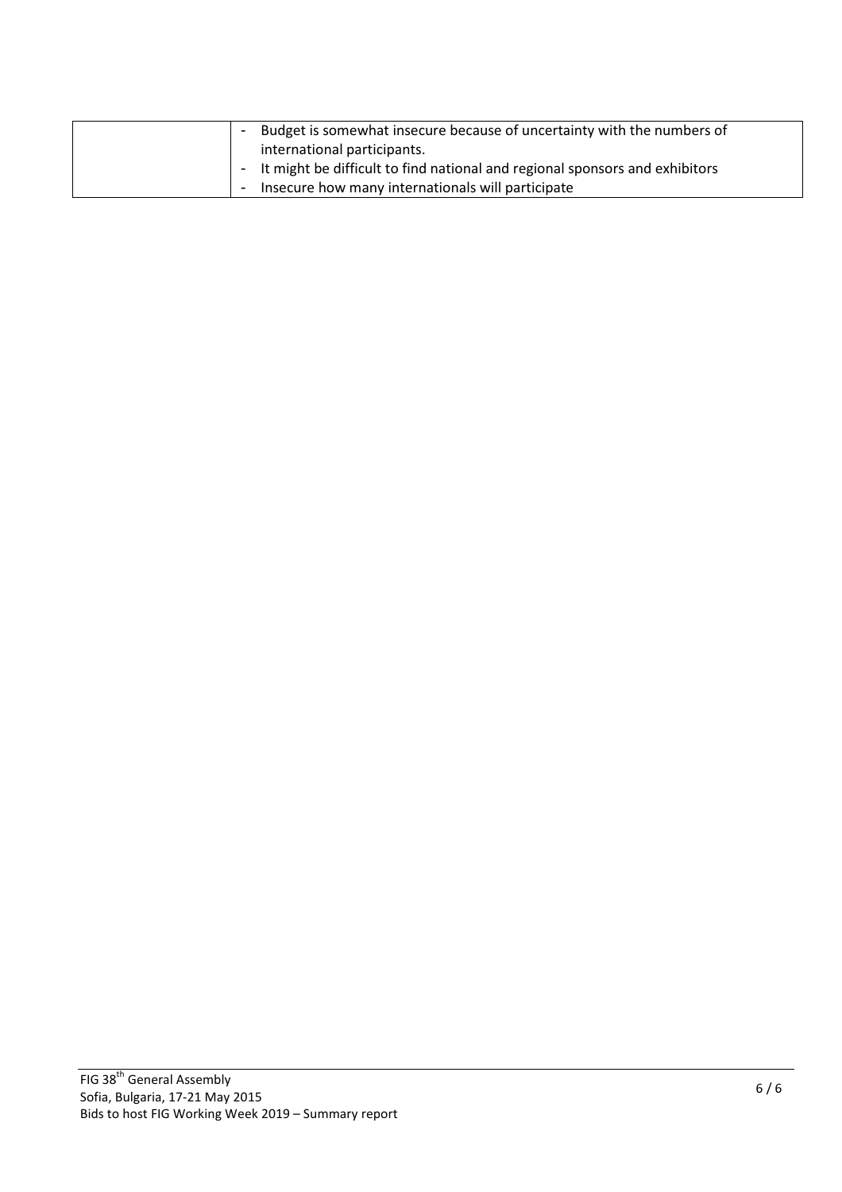| | |
|---|---|
| | - Budget is somewhat insecure because of uncertainty with the numbers of international participants.<br>- It might be difficult to find national and regional sponsors and exhibitors<br>- Insecure how many internationals will participate |